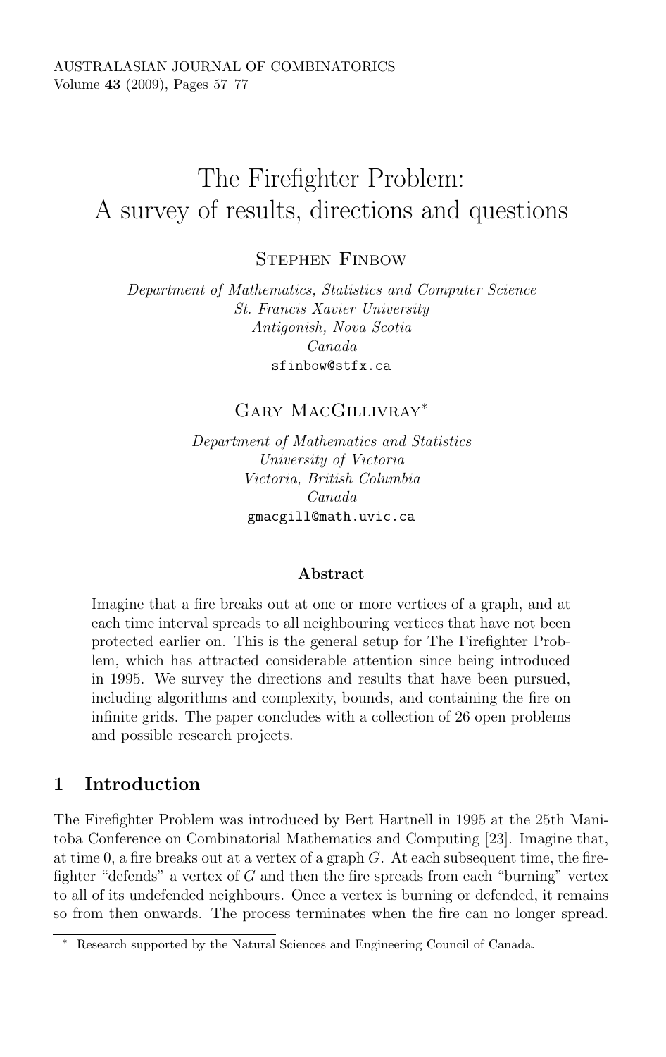# The Firefighter Problem: A survey of results, directions and questions

**Stephen Finbow**

*Department of Mathematics, Statistics and Computer Science*
*St. Francis Xavier University*
*Antigonish, Nova Scotia*
*Canada*
sfinbow@stfx.ca

**Gary MacGillivray***

*Department of Mathematics and Statistics*
*University of Victoria*
*Victoria, British Columbia*
*Canada*
gmacgill@math.uvic.ca

### Abstract

Imagine that a fire breaks out at one or more vertices of a graph, and at each time interval spreads to all neighbouring vertices that have not been protected earlier on. This is the general setup for The Firefighter Problem, which has attracted considerable attention since being introduced in 1995. We survey the directions and results that have been pursued, including algorithms and complexity, bounds, and containing the fire on infinite grids. The paper concludes with a collection of 26 open problems and possible research projects.

## 1 Introduction

The Firefighter Problem was introduced by Bert Hartnell in 1995 at the 25th Manitoba Conference on Combinatorial Mathematics and Computing [23]. Imagine that, at time 0, a fire breaks out at a vertex of a graph $G$. At each subsequent time, the firefighter "defends" a vertex of $G$ and then the fire spreads from each "burning" vertex to all of its undefended neighbours. Once a vertex is burning or defended, it remains so from then onwards. The process terminates when the fire can no longer spread.

* Research supported by the Natural Sciences and Engineering Council of Canada.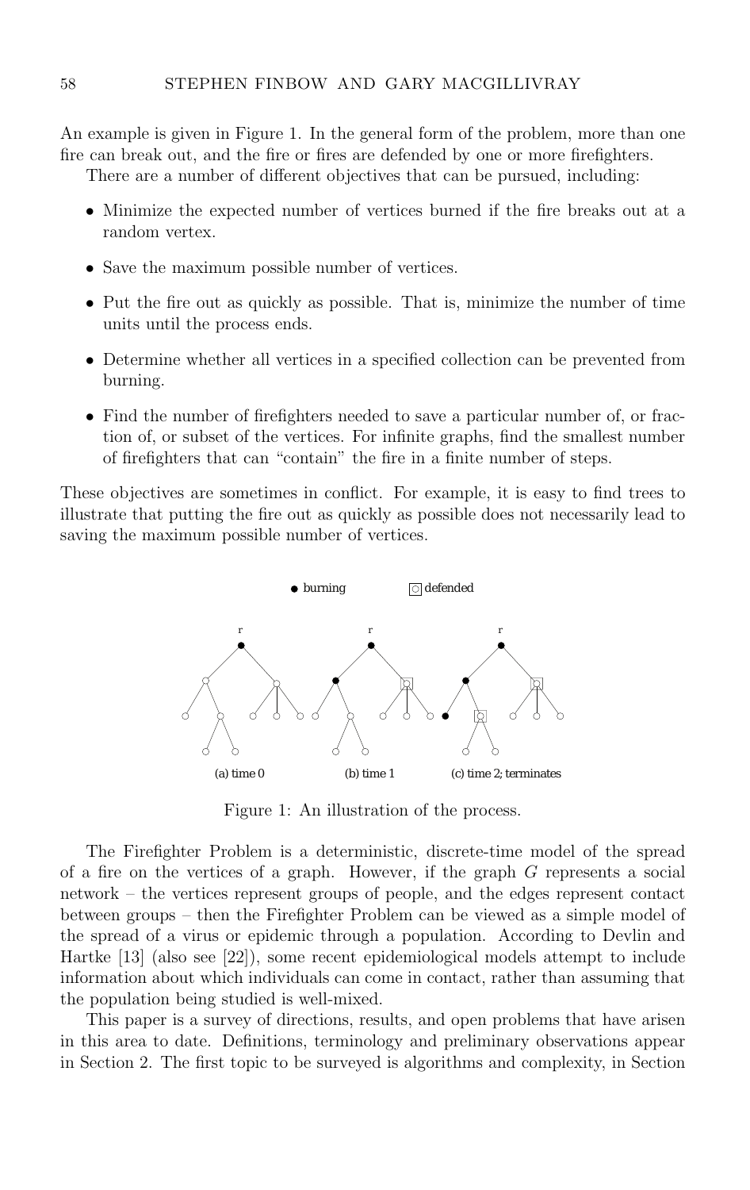An example is given in Figure 1. In the general form of the problem, more than one fire can break out, and the fire or fires are defended by one or more firefighters.

There are a number of different objectives that can be pursued, including:

- Minimize the expected number of vertices burned if the fire breaks out at a random vertex.
- Save the maximum possible number of vertices.
- Put the fire out as quickly as possible. That is, minimize the number of time units until the process ends.
- Determine whether all vertices in a specified collection can be prevented from burning.
- Find the number of firefighters needed to save a particular number of, or fraction of, or subset of the vertices. For infinite graphs, find the smallest number of firefighters that can "contain" the fire in a finite number of steps.

These objectives are sometimes in conflict. For example, it is easy to find trees to illustrate that putting the fire out as quickly as possible does not necessarily lead to saving the maximum possible number of vertices.

Figure 1: An illustration of the process.

The Firefighter Problem is a deterministic, discrete-time model of the spread of a fire on the vertices of a graph. However, if the graph $G$ represents a social network – the vertices represent groups of people, and the edges represent contact between groups – then the Firefighter Problem can be viewed as a simple model of the spread of a virus or epidemic through a population. According to Devlin and Hartke [13] (also see [22]), some recent epidemiological models attempt to include information about which individuals can come in contact, rather than assuming that the population being studied is well-mixed.

This paper is a survey of directions, results, and open problems that have arisen in this area to date. Definitions, terminology and preliminary observations appear in Section 2. The first topic to be surveyed is algorithms and complexity, in Section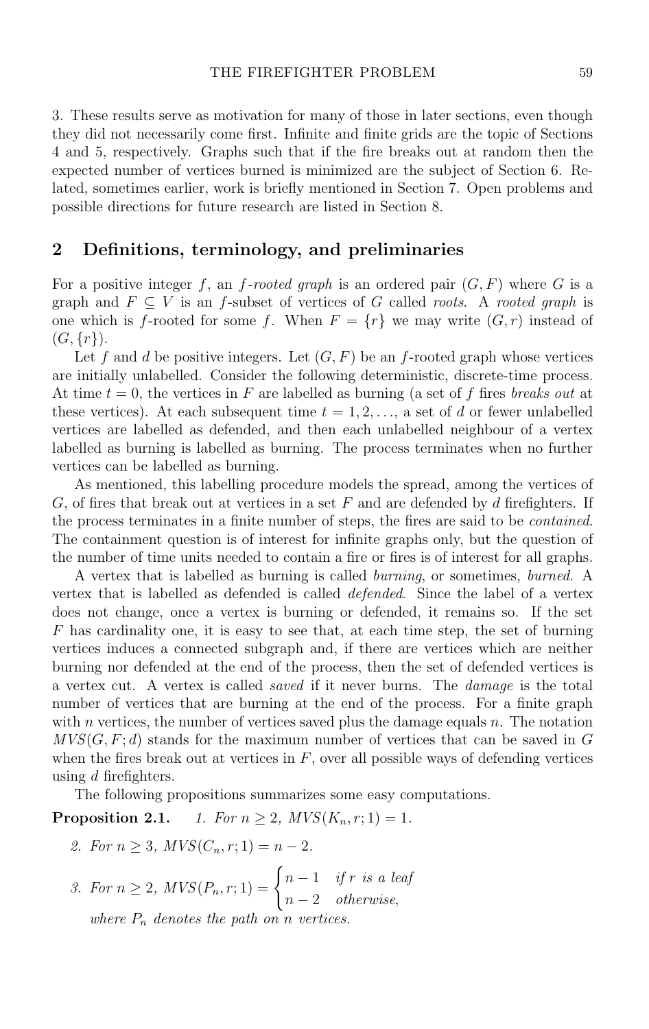3. These results serve as motivation for many of those in later sections, even though they did not necessarily come first. Infinite and finite grids are the topic of Sections 4 and 5, respectively. Graphs such that if the fire breaks out at random then the expected number of vertices burned is minimized are the subject of Section 6. Related, sometimes earlier, work is briefly mentioned in Section 7. Open problems and possible directions for future research are listed in Section 8.

## 2 Definitions, terminology, and preliminaries

For a positive integer $f$, an *$f$-rooted graph* is an ordered pair $(G, F)$ where $G$ is a graph and $F \subseteq V$ is an $f$-subset of vertices of $G$ called *roots*. A *rooted graph* is one which is $f$-rooted for some $f$. When $F = \{r\}$ we may write $(G, r)$ instead of $(G, \{r\})$.

Let $f$ and $d$ be positive integers. Let $(G, F)$ be an $f$-rooted graph whose vertices are initially unlabelled. Consider the following deterministic, discrete-time process. At time $t = 0$, the vertices in $F$ are labelled as burning (a set of $f$ fires *breaks out* at these vertices). At each subsequent time $t = 1, 2, \ldots$, a set of $d$ or fewer unlabelled vertices are labelled as defended, and then each unlabelled neighbour of a vertex labelled as burning is labelled as burning. The process terminates when no further vertices can be labelled as burning.

As mentioned, this labelling procedure models the spread, among the vertices of $G$, of fires that break out at vertices in a set $F$ and are defended by $d$ firefighters. If the process terminates in a finite number of steps, the fires are said to be *contained*. The containment question is of interest for infinite graphs only, but the question of the number of time units needed to contain a fire or fires is of interest for all graphs.

A vertex that is labelled as burning is called *burning*, or sometimes, *burned*. A vertex that is labelled as defended is called *defended*. Since the label of a vertex does not change, once a vertex is burning or defended, it remains so. If the set $F$ has cardinality one, it is easy to see that, at each time step, the set of burning vertices induces a connected subgraph and, if there are vertices which are neither burning nor defended at the end of the process, then the set of defended vertices is a vertex cut. A vertex is called *saved* if it never burns. The *damage* is the total number of vertices that are burning at the end of the process. For a finite graph with $n$ vertices, the number of vertices saved plus the damage equals $n$. The notation $MVS(G, F; d)$ stands for the maximum number of vertices that can be saved in $G$ when the fires break out at vertices in $F$, over all possible ways of defending vertices using $d$ firefighters.

The following propositions summarizes some easy computations.

**Proposition 2.1.** *1. For $n \geq 2$, $MVS(K_n, r; 1) = 1$.*

*2. For $n \geq 3$, $MVS(C_n, r; 1) = n - 2$.*

*3. For $n \geq 2$,* $MVS(P_n, r; 1) = \begin{cases} n-1 & \text{if } r \text{ is a leaf} \\ n-2 & \text{otherwise,} \end{cases}$

*where $P_n$ denotes the path on $n$ vertices.*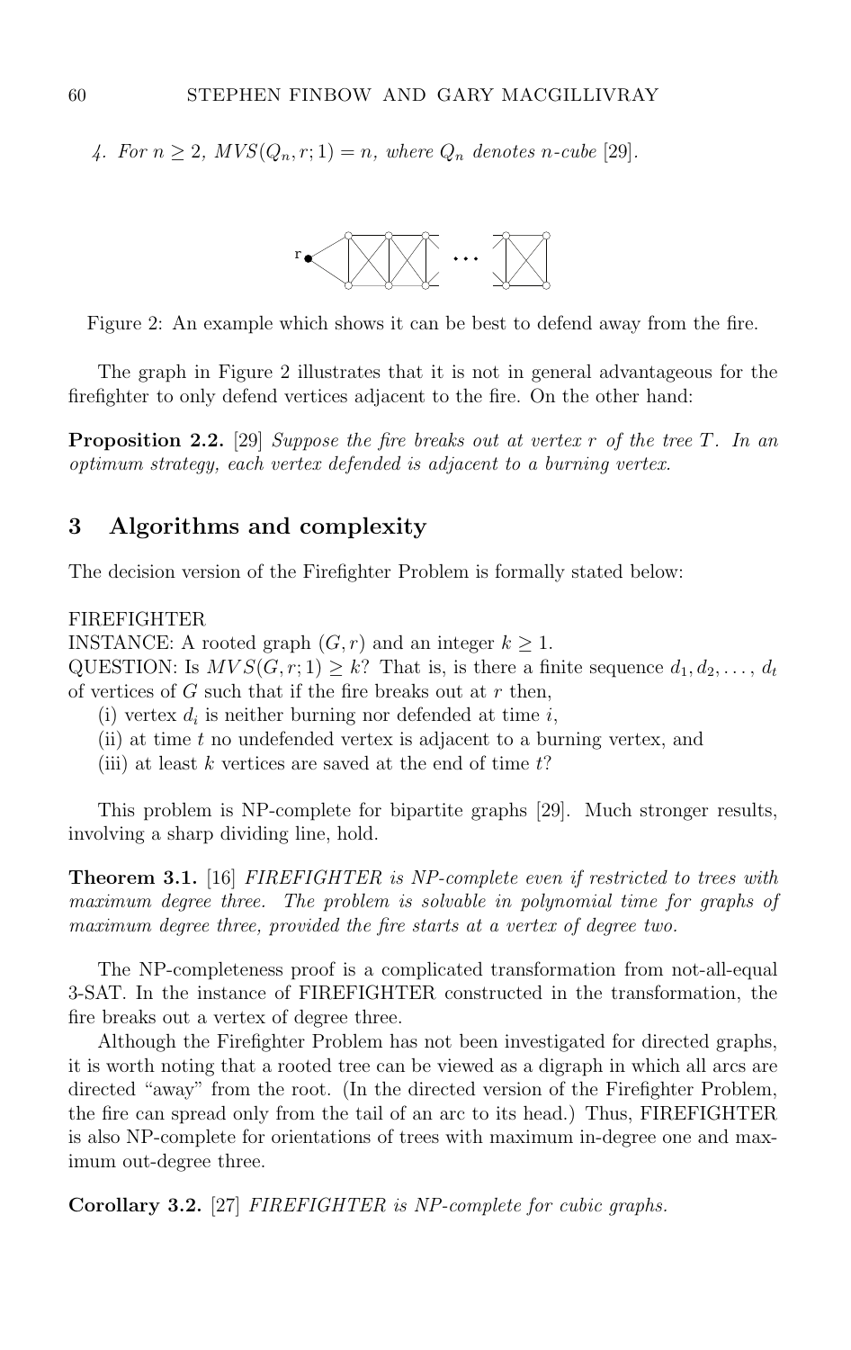*4. For $n \geq 2$, $MVS(Q_n, r; 1) = n$, where $Q_n$ denotes n-cube [29].*

Figure 2: An example which shows it can be best to defend away from the fire.

The graph in Figure 2 illustrates that it is not in general advantageous for the firefighter to only defend vertices adjacent to the fire. On the other hand:

**Proposition 2.2.** [29] *Suppose the fire breaks out at vertex $r$ of the tree $T$. In an optimum strategy, each vertex defended is adjacent to a burning vertex.*

## 3 Algorithms and complexity

The decision version of the Firefighter Problem is formally stated below:

FIREFIGHTER
INSTANCE: A rooted graph $(G, r)$ and an integer $k \geq 1$.
QUESTION: Is $MVS(G, r; 1) \geq k$? That is, is there a finite sequence $d_1, d_2, \ldots, d_t$ of vertices of $G$ such that if the fire breaks out at $r$ then,

(i) vertex $d_i$ is neither burning nor defended at time $i$,
(ii) at time $t$ no undefended vertex is adjacent to a burning vertex, and
(iii) at least $k$ vertices are saved at the end of time $t$?

This problem is NP-complete for bipartite graphs [29]. Much stronger results, involving a sharp dividing line, hold.

**Theorem 3.1.** [16] *FIREFIGHTER is NP-complete even if restricted to trees with maximum degree three. The problem is solvable in polynomial time for graphs of maximum degree three, provided the fire starts at a vertex of degree two.*

The NP-completeness proof is a complicated transformation from not-all-equal 3-SAT. In the instance of FIREFIGHTER constructed in the transformation, the fire breaks out a vertex of degree three.

Although the Firefighter Problem has not been investigated for directed graphs, it is worth noting that a rooted tree can be viewed as a digraph in which all arcs are directed "away" from the root. (In the directed version of the Firefighter Problem, the fire can spread only from the tail of an arc to its head.) Thus, FIREFIGHTER is also NP-complete for orientations of trees with maximum in-degree one and maximum out-degree three.

**Corollary 3.2.** [27] *FIREFIGHTER is NP-complete for cubic graphs.*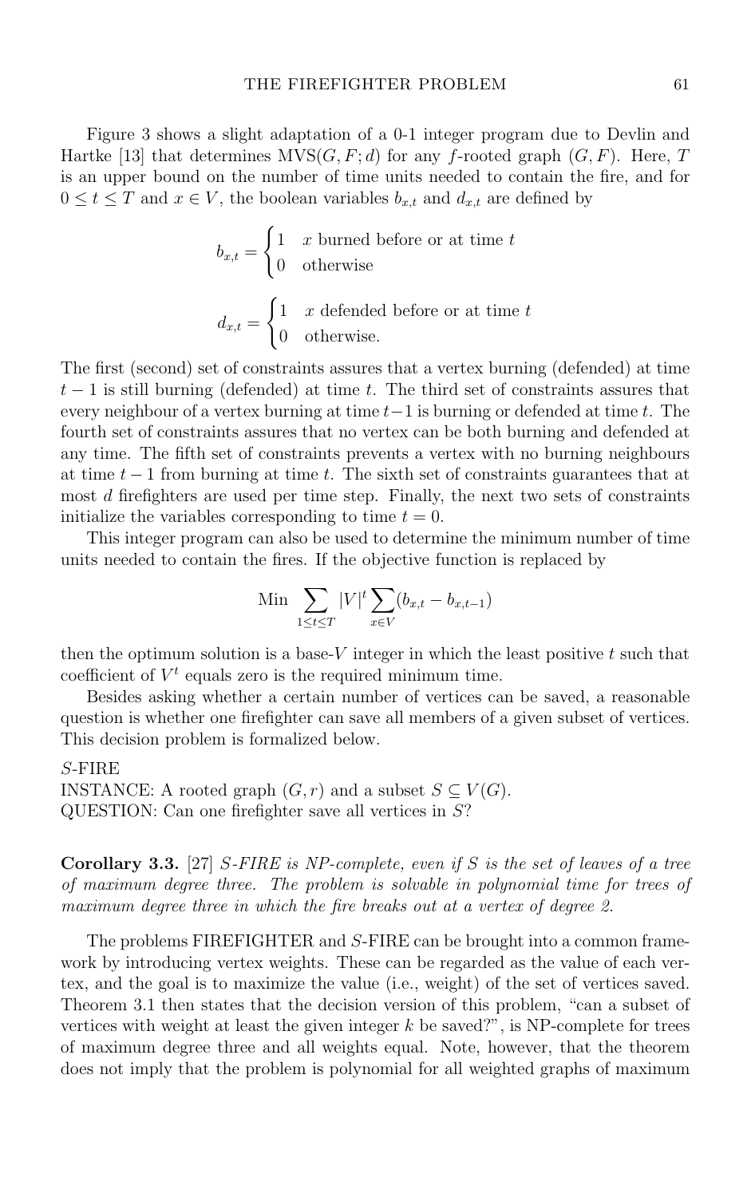Figure 3 shows a slight adaptation of a 0-1 integer program due to Devlin and Hartke [13] that determines $\mathrm{MVS}(G, F; d)$ for any $f$-rooted graph $(G, F)$. Here, $T$ is an upper bound on the number of time units needed to contain the fire, and for $0 \leq t \leq T$ and $x \in V$, the boolean variables $b_{x,t}$ and $d_{x,t}$ are defined by

$$b_{x,t} = \begin{cases} 1 & x \text{ burned before or at time } t \\ 0 & \text{otherwise} \end{cases}$$

$$d_{x,t} = \begin{cases} 1 & x \text{ defended before or at time } t \\ 0 & \text{otherwise.} \end{cases}$$

The first (second) set of constraints assures that a vertex burning (defended) at time $t-1$ is still burning (defended) at time $t$. The third set of constraints assures that every neighbour of a vertex burning at time $t-1$ is burning or defended at time $t$. The fourth set of constraints assures that no vertex can be both burning and defended at any time. The fifth set of constraints prevents a vertex with no burning neighbours at time $t-1$ from burning at time $t$. The sixth set of constraints guarantees that at most $d$ firefighters are used per time step. Finally, the next two sets of constraints initialize the variables corresponding to time $t = 0$.

This integer program can also be used to determine the minimum number of time units needed to contain the fires. If the objective function is replaced by

$$\text{Min} \sum_{1 \leq t \leq T} |V|^t \sum_{x \in V} (b_{x,t} - b_{x,t-1})$$

then the optimum solution is a base-$V$ integer in which the least positive $t$ such that coefficient of $V^t$ equals zero is the required minimum time.

Besides asking whether a certain number of vertices can be saved, a reasonable question is whether one firefighter can save all members of a given subset of vertices. This decision problem is formalized below.

$S$-FIRE
INSTANCE: A rooted graph $(G, r)$ and a subset $S \subseteq V(G)$.
QUESTION: Can one firefighter save all vertices in $S$?

**Corollary 3.3.** [27] *$S$-FIRE is NP-complete, even if $S$ is the set of leaves of a tree of maximum degree three. The problem is solvable in polynomial time for trees of maximum degree three in which the fire breaks out at a vertex of degree 2.*

The problems FIREFIGHTER and $S$-FIRE can be brought into a common framework by introducing vertex weights. These can be regarded as the value of each vertex, and the goal is to maximize the value (i.e., weight) of the set of vertices saved. Theorem 3.1 then states that the decision version of this problem, "can a subset of vertices with weight at least the given integer $k$ be saved?", is NP-complete for trees of maximum degree three and all weights equal. Note, however, that the theorem does not imply that the problem is polynomial for all weighted graphs of maximum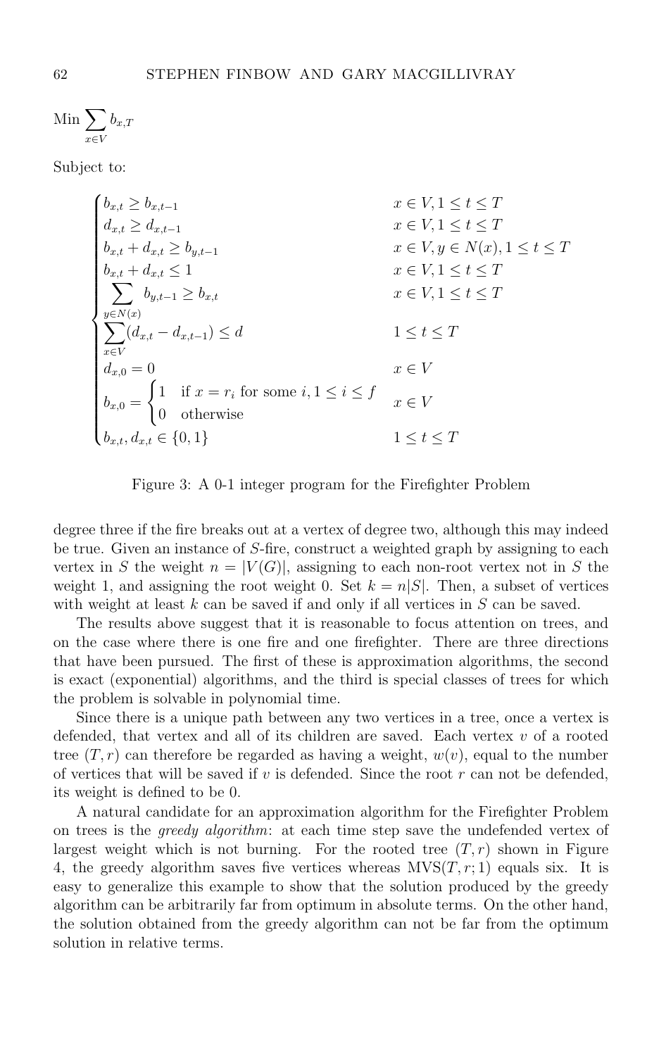$$\text{Min} \sum_{x \in V} b_{x,T}$$

Subject to:

$$\begin{cases}
b_{x,t} \geq b_{x,t-1} & x \in V, 1 \leq t \leq T \\
d_{x,t} \geq d_{x,t-1} & x \in V, 1 \leq t \leq T \\
b_{x,t} + d_{x,t} \geq b_{y,t-1} & x \in V, y \in N(x), 1 \leq t \leq T \\
b_{x,t} + d_{x,t} \leq 1 & x \in V, 1 \leq t \leq T \\
\displaystyle\sum_{y \in N(x)} b_{y,t-1} \geq b_{x,t} & x \in V, 1 \leq t \leq T \\
\displaystyle\sum_{x \in V} (d_{x,t} - d_{x,t-1}) \leq d & 1 \leq t \leq T \\
d_{x,0} = 0 & x \in V \\
b_{x,0} = \begin{cases} 1 & \text{if } x = r_i \text{ for some } i, 1 \leq i \leq f \\ 0 & \text{otherwise} \end{cases} & x \in V \\
b_{x,t}, d_{x,t} \in \{0, 1\} & 1 \leq t \leq T
\end{cases}$$

Figure 3: A 0-1 integer program for the Firefighter Problem

degree three if the fire breaks out at a vertex of degree two, although this may indeed be true. Given an instance of $S$-fire, construct a weighted graph by assigning to each vertex in $S$ the weight $n = |V(G)|$, assigning to each non-root vertex not in $S$ the weight 1, and assigning the root weight 0. Set $k = n|S|$. Then, a subset of vertices with weight at least $k$ can be saved if and only if all vertices in $S$ can be saved.

The results above suggest that it is reasonable to focus attention on trees, and on the case where there is one fire and one firefighter. There are three directions that have been pursued. The first of these is approximation algorithms, the second is exact (exponential) algorithms, and the third is special classes of trees for which the problem is solvable in polynomial time.

Since there is a unique path between any two vertices in a tree, once a vertex is defended, that vertex and all of its children are saved. Each vertex $v$ of a rooted tree $(T, r)$ can therefore be regarded as having a weight, $w(v)$, equal to the number of vertices that will be saved if $v$ is defended. Since the root $r$ can not be defended, its weight is defined to be 0.

A natural candidate for an approximation algorithm for the Firefighter Problem on trees is the *greedy algorithm*: at each time step save the undefended vertex of largest weight which is not burning. For the rooted tree $(T, r)$ shown in Figure 4, the greedy algorithm saves five vertices whereas $\text{MVS}(T, r; 1)$ equals six. It is easy to generalize this example to show that the solution produced by the greedy algorithm can be arbitrarily far from optimum in absolute terms. On the other hand, the solution obtained from the greedy algorithm can not be far from the optimum solution in relative terms.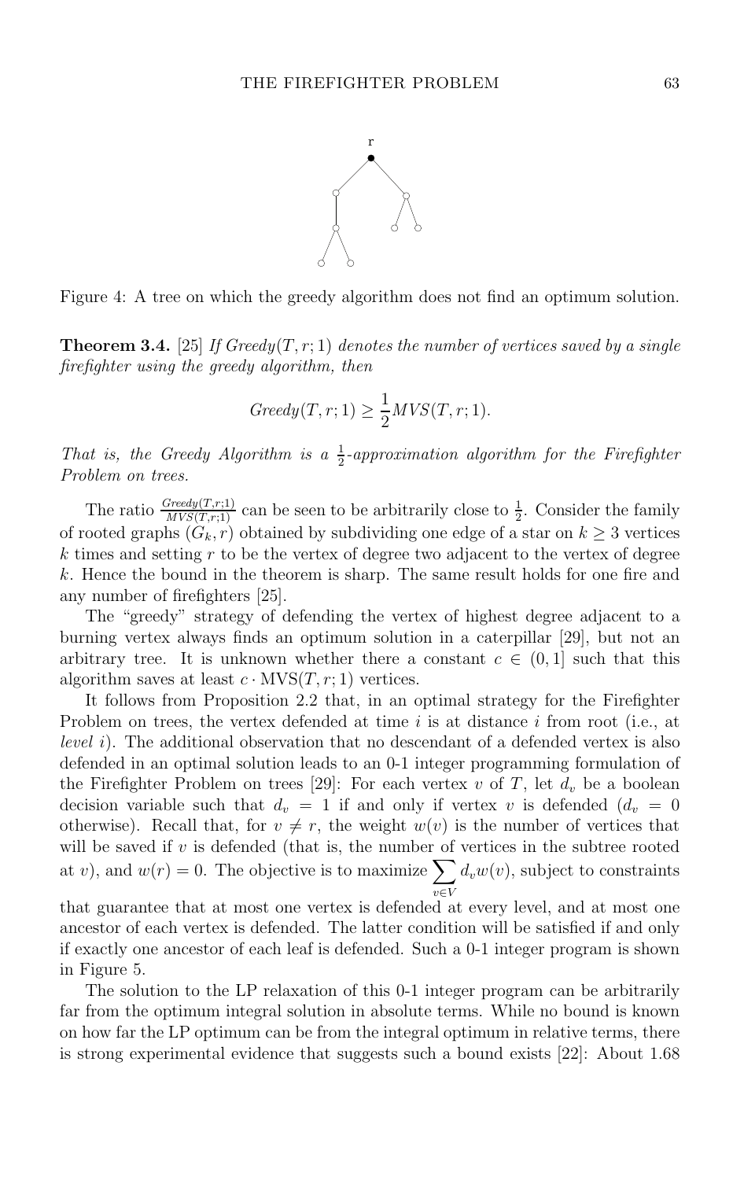Figure 4: A tree on which the greedy algorithm does not find an optimum solution.

**Theorem 3.4.** [25] *If $Greedy(T, r; 1)$ denotes the number of vertices saved by a single firefighter using the greedy algorithm, then*

$$Greedy(T, r; 1) \geq \frac{1}{2} MVS(T, r; 1).$$

*That is, the Greedy Algorithm is a $\frac{1}{2}$-approximation algorithm for the Firefighter Problem on trees.*

The ratio $\frac{Greedy(T,r;1)}{MVS(T,r;1)}$ can be seen to be arbitrarily close to $\frac{1}{2}$. Consider the family of rooted graphs $(G_k, r)$ obtained by subdividing one edge of a star on $k \geq 3$ vertices $k$ times and setting $r$ to be the vertex of degree two adjacent to the vertex of degree $k$. Hence the bound in the theorem is sharp. The same result holds for one fire and any number of firefighters [25].

The "greedy" strategy of defending the vertex of highest degree adjacent to a burning vertex always finds an optimum solution in a caterpillar [29], but not an arbitrary tree. It is unknown whether there a constant $c \in (0, 1]$ such that this algorithm saves at least $c \cdot \text{MVS}(T, r; 1)$ vertices.

It follows from Proposition 2.2 that, in an optimal strategy for the Firefighter Problem on trees, the vertex defended at time $i$ is at distance $i$ from root (i.e., at *level i*). The additional observation that no descendant of a defended vertex is also defended in an optimal solution leads to an 0-1 integer programming formulation of the Firefighter Problem on trees [29]: For each vertex $v$ of $T$, let $d_v$ be a boolean decision variable such that $d_v = 1$ if and only if vertex $v$ is defended ($d_v = 0$ otherwise). Recall that, for $v \neq r$, the weight $w(v)$ is the number of vertices that will be saved if $v$ is defended (that is, the number of vertices in the subtree rooted at $v$), and $w(r) = 0$. The objective is to maximize $\sum_{v \in V} d_v w(v)$, subject to constraints that guarantee that at most one vertex is defended at every level, and at most one ancestor of each vertex is defended. The latter condition will be satisfied if and only if exactly one ancestor of each leaf is defended. Such a 0-1 integer program is shown in Figure 5.

The solution to the LP relaxation of this 0-1 integer program can be arbitrarily far from the optimum integral solution in absolute terms. While no bound is known on how far the LP optimum can be from the integral optimum in relative terms, there is strong experimental evidence that suggests such a bound exists [22]: About 1.68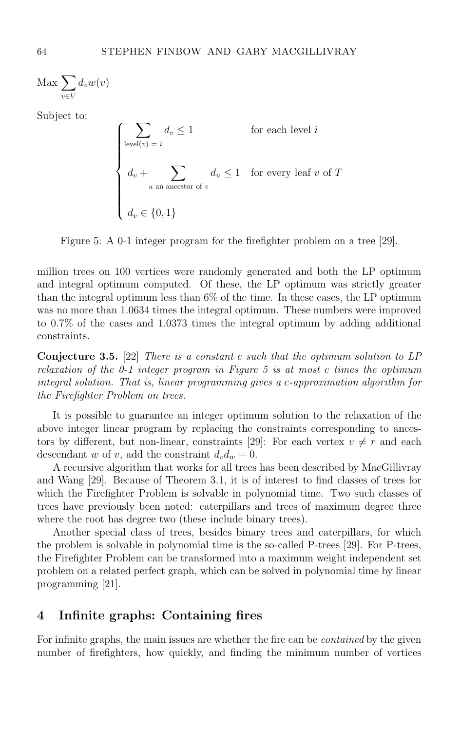$$\text{Max} \sum_{v \in V} d_v w(v)$$

Subject to:

$$\begin{cases} \displaystyle\sum_{\text{level}(v) = i} d_v \leq 1 & \text{for each level } i \\ \displaystyle d_v + \sum_{u \text{ an ancestor of } v} d_u \leq 1 & \text{for every leaf } v \text{ of } T \\ d_v \in \{0, 1\} \end{cases}$$

Figure 5: A 0-1 integer program for the firefighter problem on a tree [29].

million trees on 100 vertices were randomly generated and both the LP optimum and integral optimum computed. Of these, the LP optimum was strictly greater than the integral optimum less than 6% of the time. In these cases, the LP optimum was no more than 1.0634 times the integral optimum. These numbers were improved to 0.7% of the cases and 1.0373 times the integral optimum by adding additional constraints.

**Conjecture 3.5.** [22] *There is a constant $c$ such that the optimum solution to LP relaxation of the 0-1 integer program in Figure 5 is at most $c$ times the optimum integral solution. That is, linear programming gives a $c$-approximation algorithm for the Firefighter Problem on trees.*

It is possible to guarantee an integer optimum solution to the relaxation of the above integer linear program by replacing the constraints corresponding to ancestors by different, but non-linear, constraints [29]: For each vertex $v \neq r$ and each descendant $w$ of $v$, add the constraint $d_v d_w = 0$.

A recursive algorithm that works for all trees has been described by MacGillivray and Wang [29]. Because of Theorem 3.1, it is of interest to find classes of trees for which the Firefighter Problem is solvable in polynomial time. Two such classes of trees have previously been noted: caterpillars and trees of maximum degree three where the root has degree two (these include binary trees).

Another special class of trees, besides binary trees and caterpillars, for which the problem is solvable in polynomial time is the so-called P-trees [29]. For P-trees, the Firefighter Problem can be transformed into a maximum weight independent set problem on a related perfect graph, which can be solved in polynomial time by linear programming [21].

## 4 Infinite graphs: Containing fires

For infinite graphs, the main issues are whether the fire can be *contained* by the given number of firefighters, how quickly, and finding the minimum number of vertices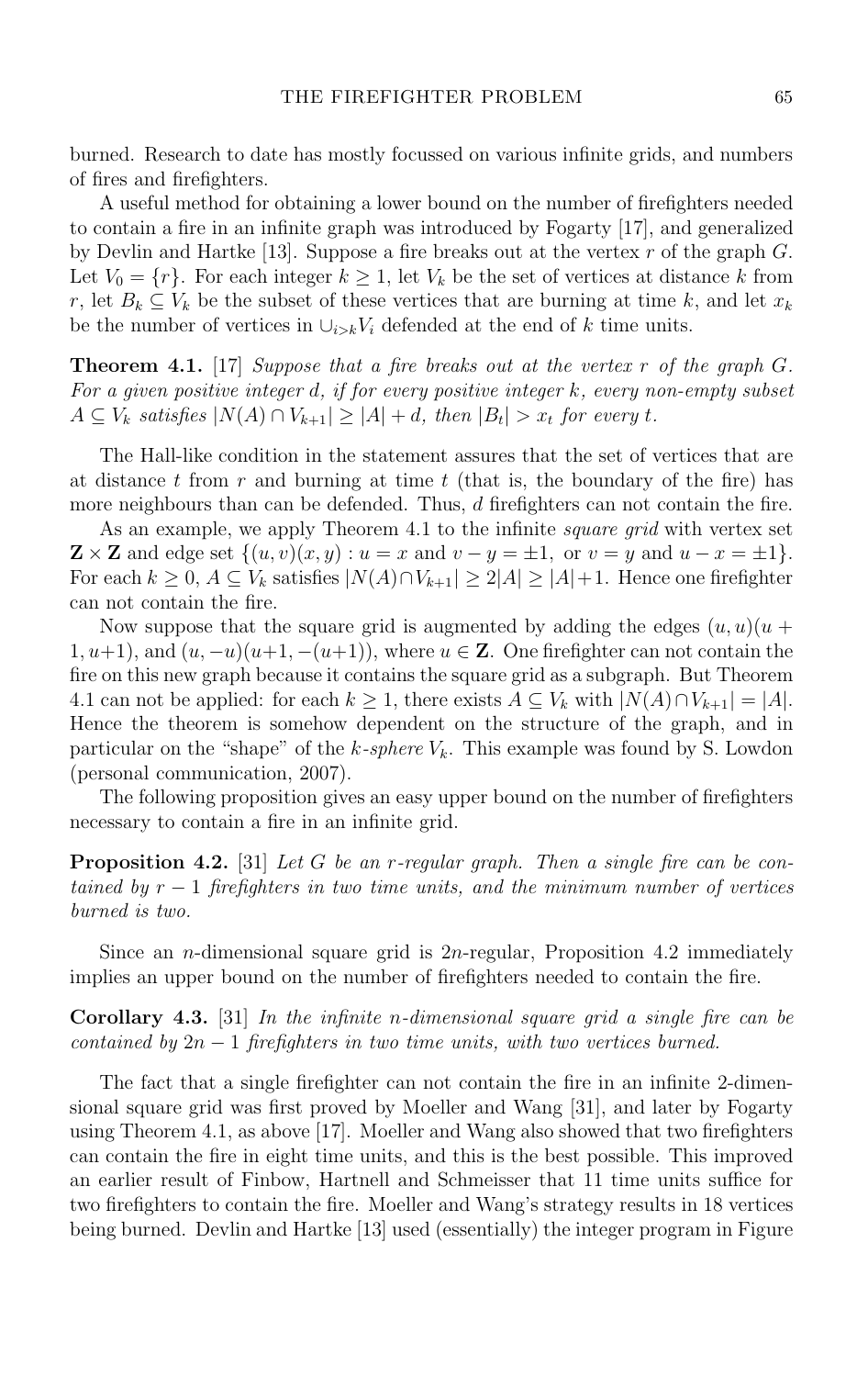burned. Research to date has mostly focussed on various infinite grids, and numbers of fires and firefighters.

A useful method for obtaining a lower bound on the number of firefighters needed to contain a fire in an infinite graph was introduced by Fogarty [17], and generalized by Devlin and Hartke [13]. Suppose a fire breaks out at the vertex $r$ of the graph $G$. Let $V_0 = \{r\}$. For each integer $k \geq 1$, let $V_k$ be the set of vertices at distance $k$ from $r$, let $B_k \subseteq V_k$ be the subset of these vertices that are burning at time $k$, and let $x_k$ be the number of vertices in $\cup_{i>k} V_i$ defended at the end of $k$ time units.

**Theorem 4.1.** [17] *Suppose that a fire breaks out at the vertex $r$ of the graph $G$. For a given positive integer $d$, if for every positive integer $k$, every non-empty subset $A \subseteq V_k$ satisfies $|N(A) \cap V_{k+1}| \geq |A| + d$, then $|B_t| > x_t$ for every $t$.*

The Hall-like condition in the statement assures that the set of vertices that are at distance $t$ from $r$ and burning at time $t$ (that is, the boundary of the fire) has more neighbours than can be defended. Thus, $d$ firefighters can not contain the fire.

As an example, we apply Theorem 4.1 to the infinite *square grid* with vertex set $\mathbf{Z} \times \mathbf{Z}$ and edge set $\{(u, v)(x, y) : u = x \text{ and } v - y = \pm 1, \text{ or } v = y \text{ and } u - x = \pm 1\}$. For each $k \geq 0$, $A \subseteq V_k$ satisfies $|N(A) \cap V_{k+1}| \geq 2|A| \geq |A| + 1$. Hence one firefighter can not contain the fire.

Now suppose that the square grid is augmented by adding the edges $(u, u)(u + 1, u+1)$, and $(u, -u)(u+1, -(u+1))$, where $u \in \mathbf{Z}$. One firefighter can not contain the fire on this new graph because it contains the square grid as a subgraph. But Theorem 4.1 can not be applied: for each $k \geq 1$, there exists $A \subseteq V_k$ with $|N(A) \cap V_{k+1}| = |A|$. Hence the theorem is somehow dependent on the structure of the graph, and in particular on the "shape" of the $k$-*sphere* $V_k$. This example was found by S. Lowdon (personal communication, 2007).

The following proposition gives an easy upper bound on the number of firefighters necessary to contain a fire in an infinite grid.

**Proposition 4.2.** [31] *Let $G$ be an $r$-regular graph. Then a single fire can be contained by $r - 1$ firefighters in two time units, and the minimum number of vertices burned is two.*

Since an $n$-dimensional square grid is $2n$-regular, Proposition 4.2 immediately implies an upper bound on the number of firefighters needed to contain the fire.

**Corollary 4.3.** [31] *In the infinite $n$-dimensional square grid a single fire can be contained by $2n - 1$ firefighters in two time units, with two vertices burned.*

The fact that a single firefighter can not contain the fire in an infinite 2-dimensional square grid was first proved by Moeller and Wang [31], and later by Fogarty using Theorem 4.1, as above [17]. Moeller and Wang also showed that two firefighters can contain the fire in eight time units, and this is the best possible. This improved an earlier result of Finbow, Hartnell and Schmeisser that 11 time units suffice for two firefighters to contain the fire. Moeller and Wang's strategy results in 18 vertices being burned. Devlin and Hartke [13] used (essentially) the integer program in Figure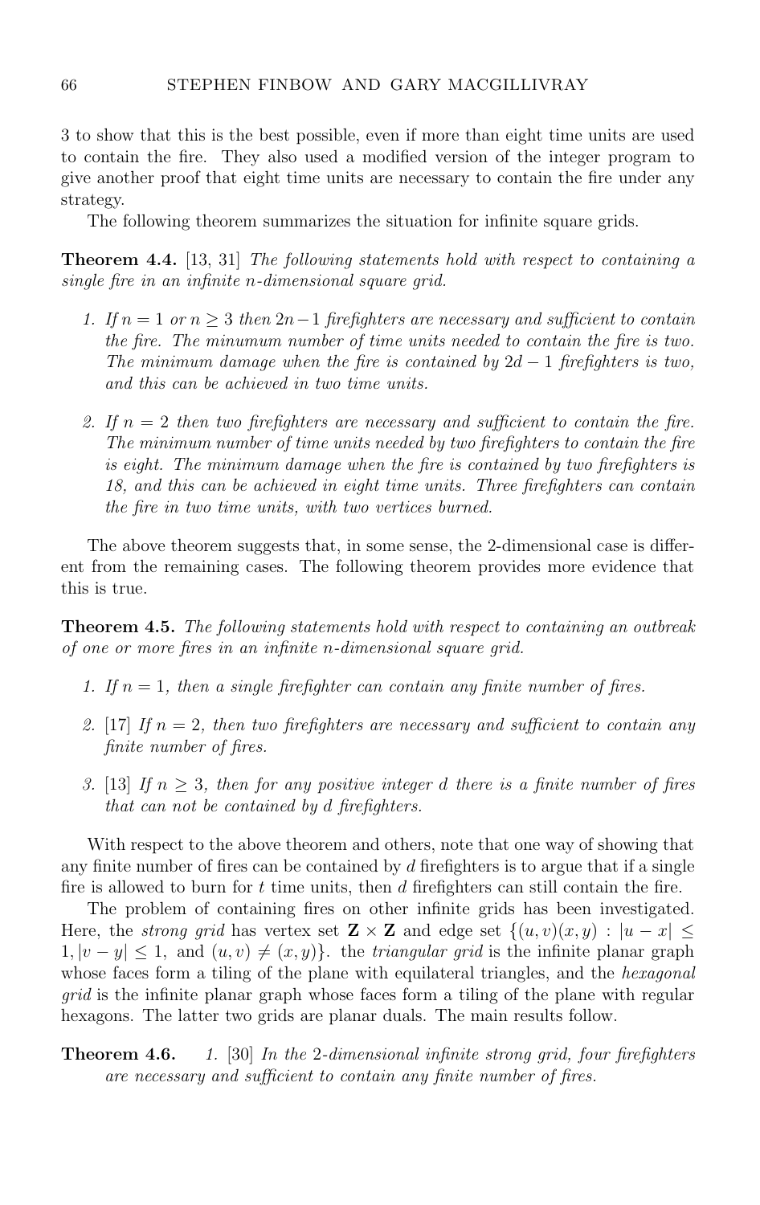3 to show that this is the best possible, even if more than eight time units are used to contain the fire. They also used a modified version of the integer program to give another proof that eight time units are necessary to contain the fire under any strategy.

The following theorem summarizes the situation for infinite square grids.

**Theorem 4.4.** [13, 31] *The following statements hold with respect to containing a single fire in an infinite $n$-dimensional square grid.*

1. *If $n = 1$ or $n \geq 3$ then $2n-1$ firefighters are necessary and sufficient to contain the fire. The minumum number of time units needed to contain the fire is two. The minimum damage when the fire is contained by $2d-1$ firefighters is two, and this can be achieved in two time units.*

2. *If $n = 2$ then two firefighters are necessary and sufficient to contain the fire. The minimum number of time units needed by two firefighters to contain the fire is eight. The minimum damage when the fire is contained by two firefighters is 18, and this can be achieved in eight time units. Three firefighters can contain the fire in two time units, with two vertices burned.*

The above theorem suggests that, in some sense, the 2-dimensional case is different from the remaining cases. The following theorem provides more evidence that this is true.

**Theorem 4.5.** *The following statements hold with respect to containing an outbreak of one or more fires in an infinite $n$-dimensional square grid.*

1. *If $n = 1$, then a single firefighter can contain any finite number of fires.*

2. [17] *If $n = 2$, then two firefighters are necessary and sufficient to contain any finite number of fires.*

3. [13] *If $n \geq 3$, then for any positive integer $d$ there is a finite number of fires that can not be contained by $d$ firefighters.*

With respect to the above theorem and others, note that one way of showing that any finite number of fires can be contained by $d$ firefighters is to argue that if a single fire is allowed to burn for $t$ time units, then $d$ firefighters can still contain the fire.

The problem of containing fires on other infinite grids has been investigated. Here, the *strong grid* has vertex set $\mathbf{Z} \times \mathbf{Z}$ and edge set $\{(u,v)(x,y) : |u-x| \leq 1, |v-y| \leq 1, \text{ and } (u,v) \neq (x,y)\}$. the *triangular grid* is the infinite planar graph whose faces form a tiling of the plane with equilateral triangles, and the *hexagonal grid* is the infinite planar graph whose faces form a tiling of the plane with regular hexagons. The latter two grids are planar duals. The main results follow.

**Theorem 4.6.** 1. [30] *In the 2-dimensional infinite strong grid, four firefighters are necessary and sufficient to contain any finite number of fires.*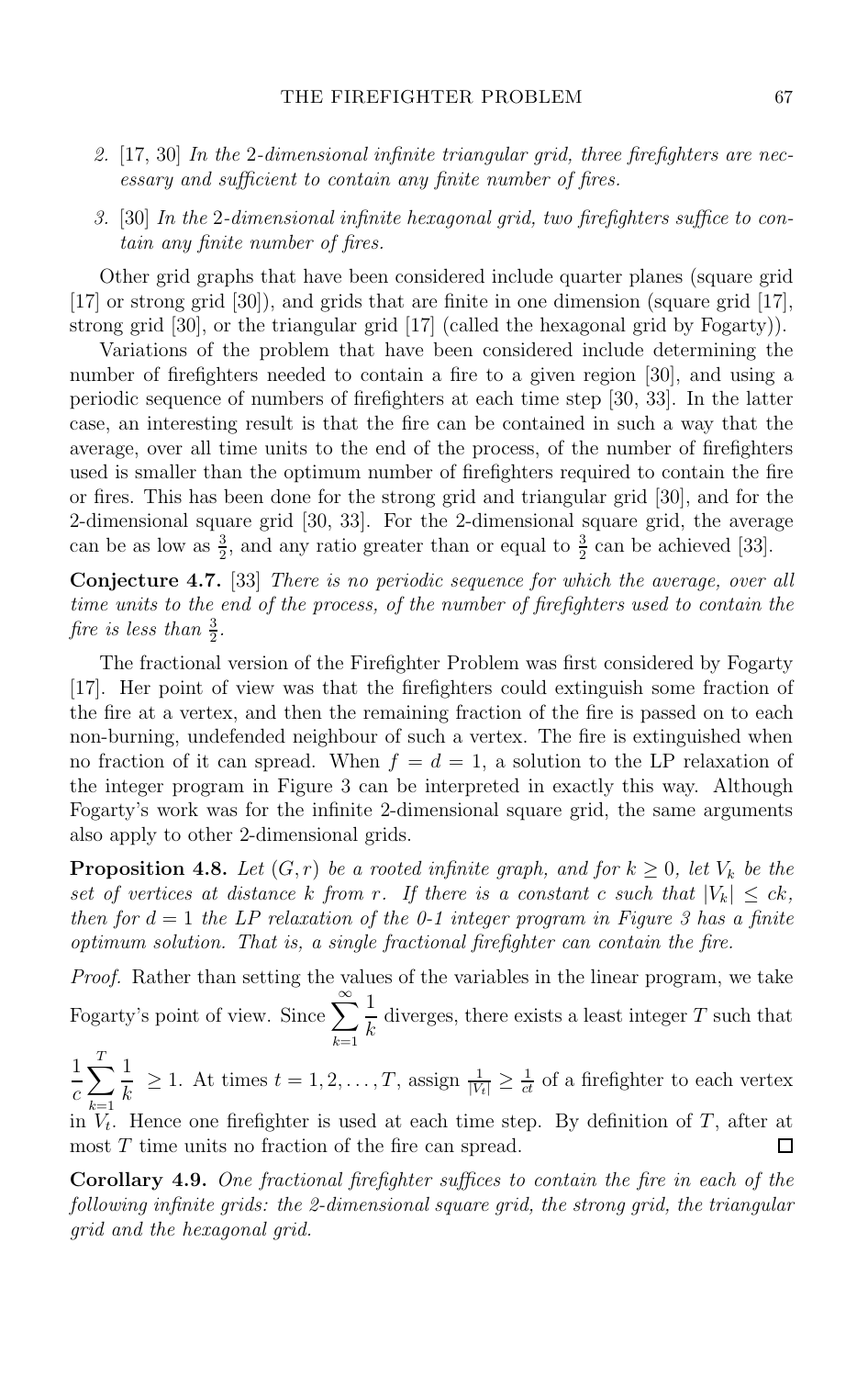2. [17, 30] *In the 2-dimensional infinite triangular grid, three firefighters are necessary and sufficient to contain any finite number of fires.*

3. [30] *In the 2-dimensional infinite hexagonal grid, two firefighters suffice to contain any finite number of fires.*

Other grid graphs that have been considered include quarter planes (square grid [17] or strong grid [30]), and grids that are finite in one dimension (square grid [17], strong grid [30], or the triangular grid [17] (called the hexagonal grid by Fogarty)).

Variations of the problem that have been considered include determining the number of firefighters needed to contain a fire to a given region [30], and using a periodic sequence of numbers of firefighters at each time step [30, 33]. In the latter case, an interesting result is that the fire can be contained in such a way that the average, over all time units to the end of the process, of the number of firefighters used is smaller than the optimum number of firefighters required to contain the fire or fires. This has been done for the strong grid and triangular grid [30], and for the 2-dimensional square grid [30, 33]. For the 2-dimensional square grid, the average can be as low as $\frac{3}{2}$, and any ratio greater than or equal to $\frac{3}{2}$ can be achieved [33].

**Conjecture 4.7.** [33] *There is no periodic sequence for which the average, over all time units to the end of the process, of the number of firefighters used to contain the fire is less than $\frac{3}{2}$.*

The fractional version of the Firefighter Problem was first considered by Fogarty [17]. Her point of view was that the firefighters could extinguish some fraction of the fire at a vertex, and then the remaining fraction of the fire is passed on to each non-burning, undefended neighbour of such a vertex. The fire is extinguished when no fraction of it can spread. When $f = d = 1$, a solution to the LP relaxation of the integer program in Figure 3 can be interpreted in exactly this way. Although Fogarty's work was for the infinite 2-dimensional square grid, the same arguments also apply to other 2-dimensional grids.

**Proposition 4.8.** *Let $(G, r)$ be a rooted infinite graph, and for $k \geq 0$, let $V_k$ be the set of vertices at distance $k$ from $r$. If there is a constant $c$ such that $|V_k| \leq ck$, then for $d = 1$ the LP relaxation of the 0-1 integer program in Figure 3 has a finite optimum solution. That is, a single fractional firefighter can contain the fire.*

*Proof.* Rather than setting the values of the variables in the linear program, we take Fogarty's point of view. Since $\displaystyle\sum_{k=1}^{\infty} \frac{1}{k}$ diverges, there exists a least integer $T$ such that $\displaystyle\frac{1}{c}\sum_{k=1}^{T} \frac{1}{k} \geq 1$. At times $t = 1, 2, \ldots, T$, assign $\frac{1}{|V_t|} \geq \frac{1}{ct}$ of a firefighter to each vertex in $V_t$. Hence one firefighter is used at each time step. By definition of $T$, after at most $T$ time units no fraction of the fire can spread. □

**Corollary 4.9.** *One fractional firefighter suffices to contain the fire in each of the following infinite grids: the 2-dimensional square grid, the strong grid, the triangular grid and the hexagonal grid.*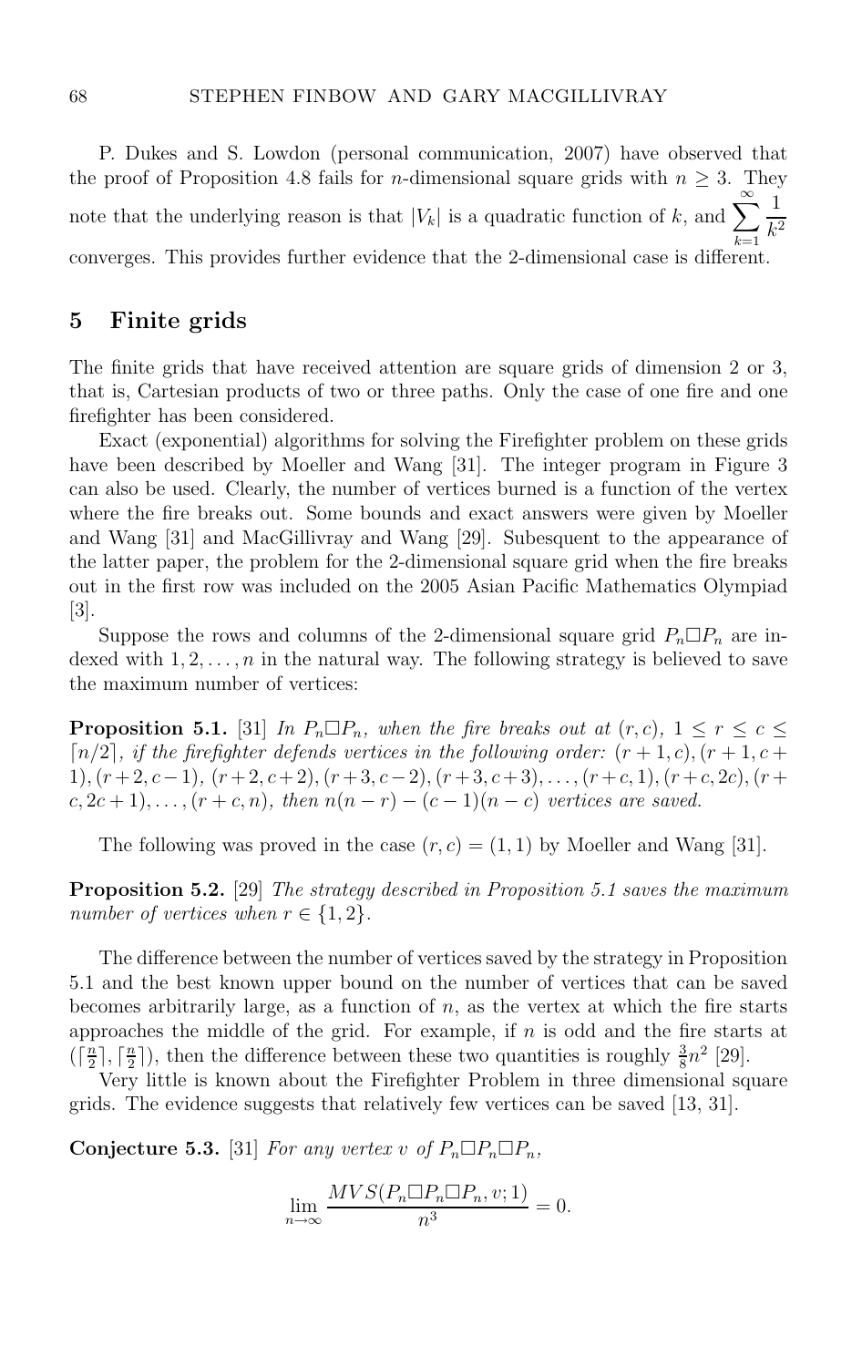P. Dukes and S. Lowdon (personal communication, 2007) have observed that the proof of Proposition 4.8 fails for $n$-dimensional square grids with $n \geq 3$. They note that the underlying reason is that $|V_k|$ is a quadratic function of $k$, and $\sum_{k=1}^{\infty} \frac{1}{k^2}$ converges. This provides further evidence that the 2-dimensional case is different.

## 5 Finite grids

The finite grids that have received attention are square grids of dimension 2 or 3, that is, Cartesian products of two or three paths. Only the case of one fire and one firefighter has been considered.

Exact (exponential) algorithms for solving the Firefighter problem on these grids have been described by Moeller and Wang [31]. The integer program in Figure 3 can also be used. Clearly, the number of vertices burned is a function of the vertex where the fire breaks out. Some bounds and exact answers were given by Moeller and Wang [31] and MacGillivray and Wang [29]. Subsequent to the appearance of the latter paper, the problem for the 2-dimensional square grid when the fire breaks out in the first row was included on the 2005 Asian Pacific Mathematics Olympiad [3].

Suppose the rows and columns of the 2-dimensional square grid $P_n \Box P_n$ are indexed with $1, 2, \ldots, n$ in the natural way. The following strategy is believed to save the maximum number of vertices:

**Proposition 5.1.** [31] *In $P_n \Box P_n$, when the fire breaks out at $(r, c)$, $1 \leq r \leq c \leq \lceil n/2 \rceil$, if the firefighter defends vertices in the following order: $(r+1, c), (r+1, c+1), (r+2, c-1)$, $(r+2, c+2), (r+3, c-2), (r+3, c+3), \ldots, (r+c, 1), (r+c, 2c), (r+c, 2c+1), \ldots, (r+c, n)$, then $n(n-r) - (c-1)(n-c)$ vertices are saved.*

The following was proved in the case $(r, c) = (1, 1)$ by Moeller and Wang [31].

**Proposition 5.2.** [29] *The strategy described in Proposition 5.1 saves the maximum number of vertices when $r \in \{1, 2\}$.*

The difference between the number of vertices saved by the strategy in Proposition 5.1 and the best known upper bound on the number of vertices that can be saved becomes arbitrarily large, as a function of $n$, as the vertex at which the fire starts approaches the middle of the grid. For example, if $n$ is odd and the fire starts at $(\lceil \frac{n}{2} \rceil, \lceil \frac{n}{2} \rceil)$, then the difference between these two quantities is roughly $\frac{3}{8}n^2$ [29].

Very little is known about the Firefighter Problem in three dimensional square grids. The evidence suggests that relatively few vertices can be saved [13, 31].

**Conjecture 5.3.** [31] *For any vertex $v$ of $P_n \Box P_n \Box P_n$,*

$$\lim_{n \to \infty} \frac{MVS(P_n \Box P_n \Box P_n, v; 1)}{n^3} = 0.$$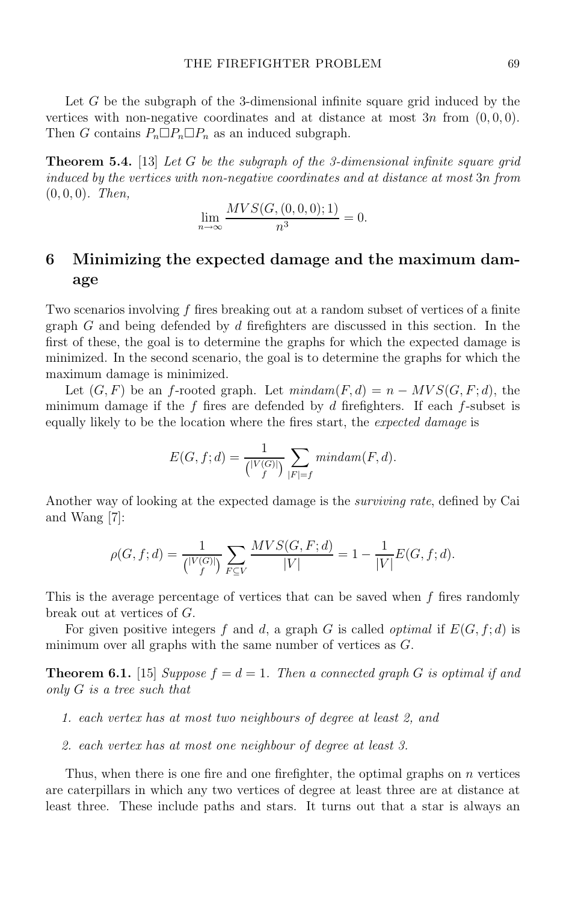Let $G$ be the subgraph of the 3-dimensional infinite square grid induced by the vertices with non-negative coordinates and at distance at most $3n$ from $(0,0,0)$. Then $G$ contains $P_n \Box P_n \Box P_n$ as an induced subgraph.

**Theorem 5.4.** [13] *Let $G$ be the subgraph of the 3-dimensional infinite square grid induced by the vertices with non-negative coordinates and at distance at most $3n$ from $(0,0,0)$. Then,*

$$\lim_{n\to\infty} \frac{MVS(G,(0,0,0);1)}{n^3} = 0.$$

## 6 Minimizing the expected damage and the maximum damage

Two scenarios involving $f$ fires breaking out at a random subset of vertices of a finite graph $G$ and being defended by $d$ firefighters are discussed in this section. In the first of these, the goal is to determine the graphs for which the expected damage is minimized. In the second scenario, the goal is to determine the graphs for which the maximum damage is minimized.

Let $(G,F)$ be an $f$-rooted graph. Let $mindam(F,d) = n - MVS(G,F;d)$, the minimum damage if the $f$ fires are defended by $d$ firefighters. If each $f$-subset is equally likely to be the location where the fires start, the *expected damage* is

$$E(G,f;d) = \frac{1}{\binom{|V(G)|}{f}} \sum_{|F|=f} mindam(F,d).$$

Another way of looking at the expected damage is the *surviving rate*, defined by Cai and Wang [7]:

$$\rho(G,f;d) = \frac{1}{\binom{|V(G)|}{f}} \sum_{F\subseteq V} \frac{MVS(G,F;d)}{|V|} = 1 - \frac{1}{|V|}E(G,f;d).$$

This is the average percentage of vertices that can be saved when $f$ fires randomly break out at vertices of $G$.

For given positive integers $f$ and $d$, a graph $G$ is called *optimal* if $E(G,f;d)$ is minimum over all graphs with the same number of vertices as $G$.

**Theorem 6.1.** [15] *Suppose $f = d = 1$. Then a connected graph $G$ is optimal if and only $G$ is a tree such that*

1. *each vertex has at most two neighbours of degree at least 2, and*
2. *each vertex has at most one neighbour of degree at least 3.*

Thus, when there is one fire and one firefighter, the optimal graphs on $n$ vertices are caterpillars in which any two vertices of degree at least three are at distance at least three. These include paths and stars. It turns out that a star is always an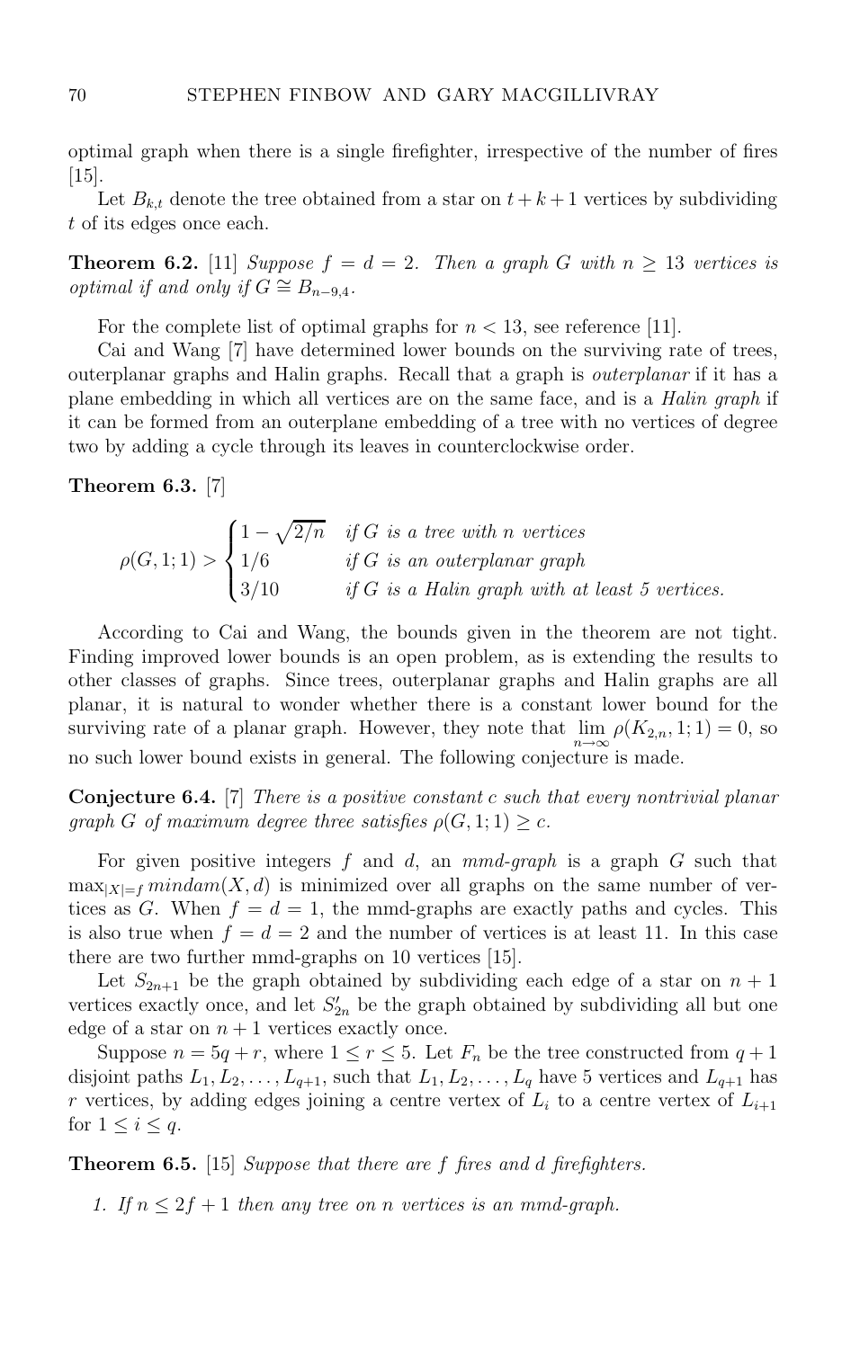optimal graph when there is a single firefighter, irrespective of the number of fires [15].

Let $B_{k,t}$ denote the tree obtained from a star on $t+k+1$ vertices by subdividing $t$ of its edges once each.

**Theorem 6.2.** [11] *Suppose $f = d = 2$. Then a graph $G$ with $n \geq 13$ vertices is optimal if and only if $G \cong B_{n-9,4}$.*

For the complete list of optimal graphs for $n < 13$, see reference [11].

Cai and Wang [7] have determined lower bounds on the surviving rate of trees, outerplanar graphs and Halin graphs. Recall that a graph is *outerplanar* if it has a plane embedding in which all vertices are on the same face, and is a *Halin graph* if it can be formed from an outerplane embedding of a tree with no vertices of degree two by adding a cycle through its leaves in counterclockwise order.

**Theorem 6.3.** [7]

$$\rho(G,1;1) > \begin{cases} 1 - \sqrt{2/n} & \text{if } G \text{ is a tree with } n \text{ vertices} \\ 1/6 & \text{if } G \text{ is an outerplanar graph} \\ 3/10 & \text{if } G \text{ is a Halin graph with at least 5 vertices.} \end{cases}$$

According to Cai and Wang, the bounds given in the theorem are not tight. Finding improved lower bounds is an open problem, as is extending the results to other classes of graphs. Since trees, outerplanar graphs and Halin graphs are all planar, it is natural to wonder whether there is a constant lower bound for the surviving rate of a planar graph. However, they note that $\lim_{n\to\infty} \rho(K_{2,n}, 1; 1) = 0$, so no such lower bound exists in general. The following conjecture is made.

**Conjecture 6.4.** [7] *There is a positive constant $c$ such that every nontrivial planar graph $G$ of maximum degree three satisfies $\rho(G, 1; 1) \geq c$.*

For given positive integers $f$ and $d$, an *mmd-graph* is a graph $G$ such that $\max_{|X|=f} mindam(X, d)$ is minimized over all graphs on the same number of vertices as $G$. When $f = d = 1$, the mmd-graphs are exactly paths and cycles. This is also true when $f = d = 2$ and the number of vertices is at least 11. In this case there are two further mmd-graphs on 10 vertices [15].

Let $S_{2n+1}$ be the graph obtained by subdividing each edge of a star on $n+1$ vertices exactly once, and let $S'_{2n}$ be the graph obtained by subdividing all but one edge of a star on $n+1$ vertices exactly once.

Suppose $n = 5q + r$, where $1 \leq r \leq 5$. Let $F_n$ be the tree constructed from $q+1$ disjoint paths $L_1, L_2, \ldots, L_{q+1}$, such that $L_1, L_2, \ldots, L_q$ have 5 vertices and $L_{q+1}$ has $r$ vertices, by adding edges joining a centre vertex of $L_i$ to a centre vertex of $L_{i+1}$ for $1 \leq i \leq q$.

**Theorem 6.5.** [15] *Suppose that there are $f$ fires and $d$ firefighters.*

1. *If $n \leq 2f + 1$ then any tree on $n$ vertices is an mmd-graph.*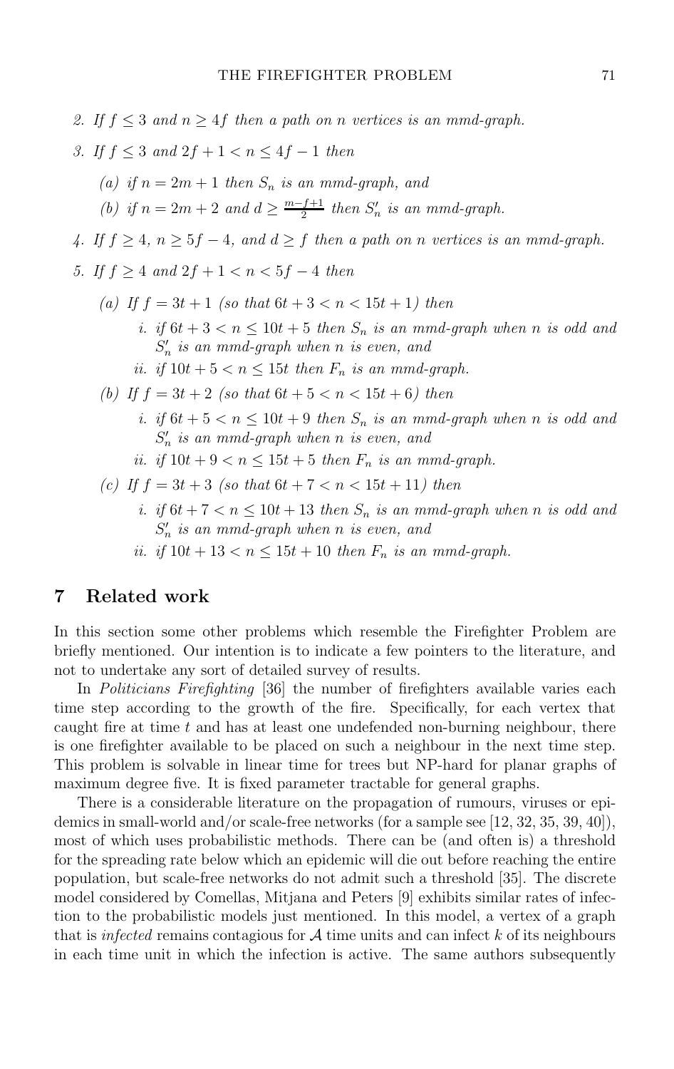*2. If $f \leq 3$ and $n \geq 4f$ then a path on $n$ vertices is an mmd-graph.*

*3. If $f \leq 3$ and $2f + 1 < n \leq 4f - 1$ then*

   *(a) if $n = 2m + 1$ then $S_n$ is an mmd-graph, and*

   *(b) if $n = 2m + 2$ and $d \geq \frac{m-f+1}{2}$ then $S'_n$ is an mmd-graph.*

*4. If $f \geq 4$, $n \geq 5f - 4$, and $d \geq f$ then a path on $n$ vertices is an mmd-graph.*

*5. If $f \geq 4$ and $2f + 1 < n < 5f - 4$ then*

   *(a) If $f = 3t + 1$ (so that $6t + 3 < n < 15t + 1$) then*

      *i. if $6t + 3 < n \leq 10t + 5$ then $S_n$ is an mmd-graph when $n$ is odd and $S'_n$ is an mmd-graph when $n$ is even, and*

      *ii. if $10t + 5 < n \leq 15t$ then $F_n$ is an mmd-graph.*

   *(b) If $f = 3t + 2$ (so that $6t + 5 < n < 15t + 6$) then*

      *i. if $6t + 5 < n \leq 10t + 9$ then $S_n$ is an mmd-graph when $n$ is odd and $S'_n$ is an mmd-graph when $n$ is even, and*

      *ii. if $10t + 9 < n \leq 15t + 5$ then $F_n$ is an mmd-graph.*

   *(c) If $f = 3t + 3$ (so that $6t + 7 < n < 15t + 11$) then*

      *i. if $6t + 7 < n \leq 10t + 13$ then $S_n$ is an mmd-graph when $n$ is odd and $S'_n$ is an mmd-graph when $n$ is even, and*

      *ii. if $10t + 13 < n \leq 15t + 10$ then $F_n$ is an mmd-graph.*

## 7 Related work

In this section some other problems which resemble the Firefighter Problem are briefly mentioned. Our intention is to indicate a few pointers to the literature, and not to undertake any sort of detailed survey of results.

In *Politicians Firefighting* [36] the number of firefighters available varies each time step according to the growth of the fire. Specifically, for each vertex that caught fire at time $t$ and has at least one undefended non-burning neighbour, there is one firefighter available to be placed on such a neighbour in the next time step. This problem is solvable in linear time for trees but NP-hard for planar graphs of maximum degree five. It is fixed parameter tractable for general graphs.

There is a considerable literature on the propagation of rumours, viruses or epidemics in small-world and/or scale-free networks (for a sample see [12, 32, 35, 39, 40]), most of which uses probabilistic methods. There can be (and often is) a threshold for the spreading rate below which an epidemic will die out before reaching the entire population, but scale-free networks do not admit such a threshold [35]. The discrete model considered by Comellas, Mitjana and Peters [9] exhibits similar rates of infection to the probabilistic models just mentioned. In this model, a vertex of a graph that is *infected* remains contagious for $\mathcal{A}$ time units and can infect $k$ of its neighbours in each time unit in which the infection is active. The same authors subsequently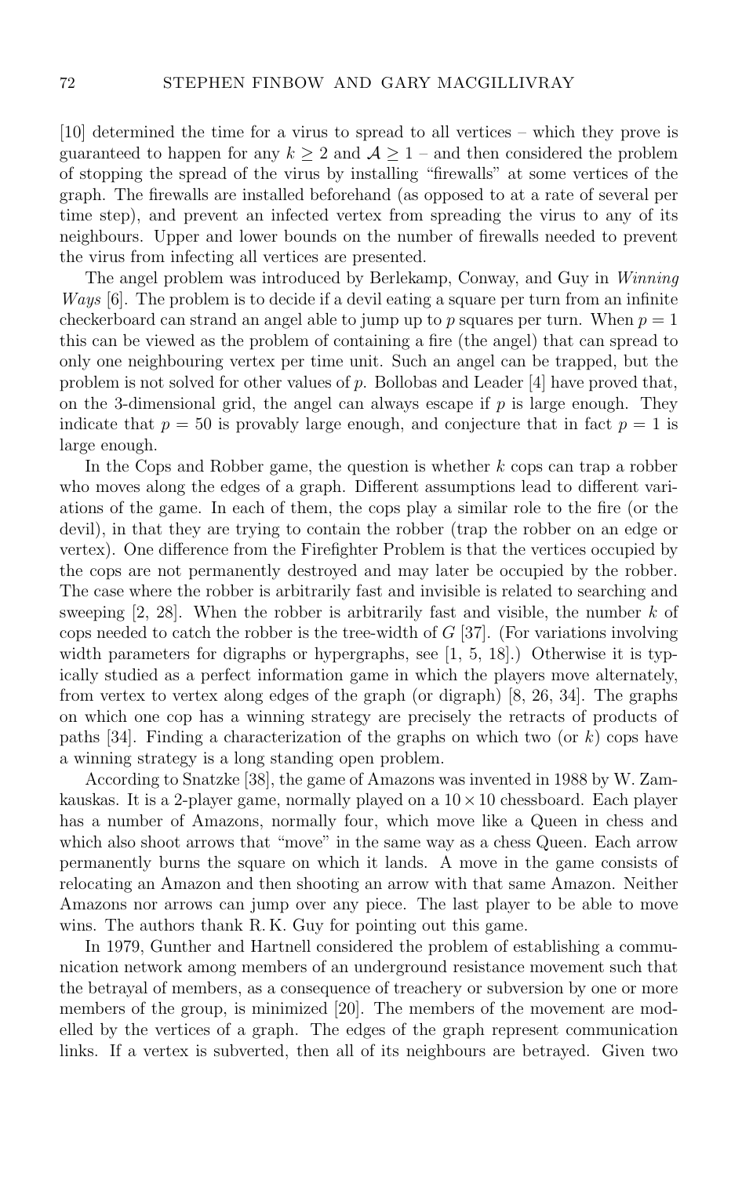[10] determined the time for a virus to spread to all vertices – which they prove is guaranteed to happen for any $k \geq 2$ and $\mathcal{A} \geq 1$ – and then considered the problem of stopping the spread of the virus by installing "firewalls" at some vertices of the graph. The firewalls are installed beforehand (as opposed to at a rate of several per time step), and prevent an infected vertex from spreading the virus to any of its neighbours. Upper and lower bounds on the number of firewalls needed to prevent the virus from infecting all vertices are presented.

The angel problem was introduced by Berlekamp, Conway, and Guy in *Winning Ways* [6]. The problem is to decide if a devil eating a square per turn from an infinite checkerboard can strand an angel able to jump up to $p$ squares per turn. When $p = 1$ this can be viewed as the problem of containing a fire (the angel) that can spread to only one neighbouring vertex per time unit. Such an angel can be trapped, but the problem is not solved for other values of $p$. Bollobas and Leader [4] have proved that, on the 3-dimensional grid, the angel can always escape if $p$ is large enough. They indicate that $p = 50$ is provably large enough, and conjecture that in fact $p = 1$ is large enough.

In the Cops and Robber game, the question is whether $k$ cops can trap a robber who moves along the edges of a graph. Different assumptions lead to different variations of the game. In each of them, the cops play a similar role to the fire (or the devil), in that they are trying to contain the robber (trap the robber on an edge or vertex). One difference from the Firefighter Problem is that the vertices occupied by the cops are not permanently destroyed and may later be occupied by the robber. The case where the robber is arbitrarily fast and invisible is related to searching and sweeping [2, 28]. When the robber is arbitrarily fast and visible, the number $k$ of cops needed to catch the robber is the tree-width of $G$ [37]. (For variations involving width parameters for digraphs or hypergraphs, see [1, 5, 18].) Otherwise it is typically studied as a perfect information game in which the players move alternately, from vertex to vertex along edges of the graph (or digraph) [8, 26, 34]. The graphs on which one cop has a winning strategy are precisely the retracts of products of paths [34]. Finding a characterization of the graphs on which two (or $k$) cops have a winning strategy is a long standing open problem.

According to Snatzke [38], the game of Amazons was invented in 1988 by W. Zamkauskas. It is a 2-player game, normally played on a $10 \times 10$ chessboard. Each player has a number of Amazons, normally four, which move like a Queen in chess and which also shoot arrows that "move" in the same way as a chess Queen. Each arrow permanently burns the square on which it lands. A move in the game consists of relocating an Amazon and then shooting an arrow with that same Amazon. Neither Amazons nor arrows can jump over any piece. The last player to be able to move wins. The authors thank R. K. Guy for pointing out this game.

In 1979, Gunther and Hartnell considered the problem of establishing a communication network among members of an underground resistance movement such that the betrayal of members, as a consequence of treachery or subversion by one or more members of the group, is minimized [20]. The members of the movement are modelled by the vertices of a graph. The edges of the graph represent communication links. If a vertex is subverted, then all of its neighbours are betrayed. Given two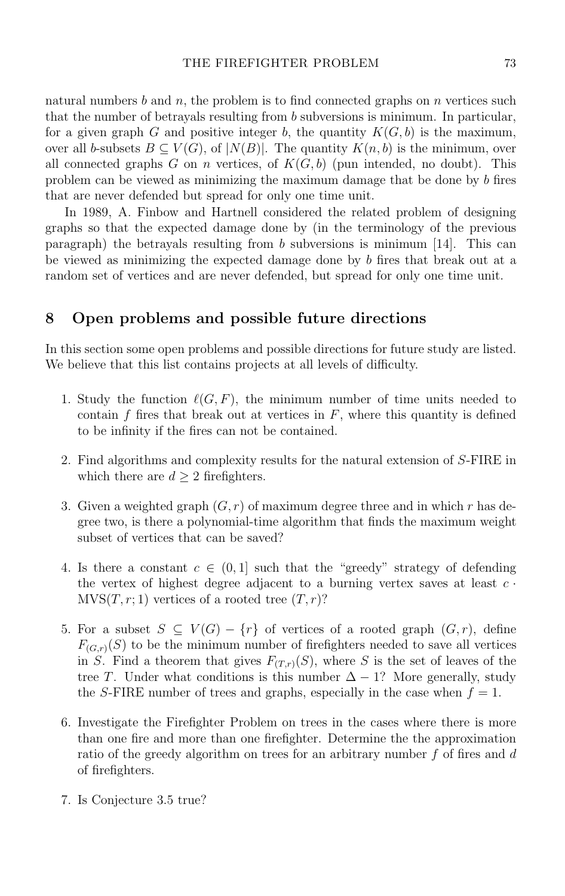natural numbers $b$ and $n$, the problem is to find connected graphs on $n$ vertices such that the number of betrayals resulting from $b$ subversions is minimum. In particular, for a given graph $G$ and positive integer $b$, the quantity $K(G, b)$ is the maximum, over all $b$-subsets $B \subseteq V(G)$, of $|N(B)|$. The quantity $K(n, b)$ is the minimum, over all connected graphs $G$ on $n$ vertices, of $K(G, b)$ (pun intended, no doubt). This problem can be viewed as minimizing the maximum damage that be done by $b$ fires that are never defended but spread for only one time unit.

In 1989, A. Finbow and Hartnell considered the related problem of designing graphs so that the expected damage done by (in the terminology of the previous paragraph) the betrayals resulting from $b$ subversions is minimum [14]. This can be viewed as minimizing the expected damage done by $b$ fires that break out at a random set of vertices and are never defended, but spread for only one time unit.

## 8 Open problems and possible future directions

In this section some open problems and possible directions for future study are listed. We believe that this list contains projects at all levels of difficulty.

1. Study the function $\ell(G, F)$, the minimum number of time units needed to contain $f$ fires that break out at vertices in $F$, where this quantity is defined to be infinity if the fires can not be contained.

2. Find algorithms and complexity results for the natural extension of $S$-FIRE in which there are $d \geq 2$ firefighters.

3. Given a weighted graph $(G, r)$ of maximum degree three and in which $r$ has degree two, is there a polynomial-time algorithm that finds the maximum weight subset of vertices that can be saved?

4. Is there a constant $c \in (0, 1]$ such that the "greedy" strategy of defending the vertex of highest degree adjacent to a burning vertex saves at least $c \cdot \mathrm{MVS}(T, r; 1)$ vertices of a rooted tree $(T, r)$?

5. For a subset $S \subseteq V(G) - \{r\}$ of vertices of a rooted graph $(G, r)$, define $F_{(G,r)}(S)$ to be the minimum number of firefighters needed to save all vertices in $S$. Find a theorem that gives $F_{(T,r)}(S)$, where $S$ is the set of leaves of the tree $T$. Under what conditions is this number $\Delta - 1$? More generally, study the $S$-FIRE number of trees and graphs, especially in the case when $f = 1$.

6. Investigate the Firefighter Problem on trees in the cases where there is more than one fire and more than one firefighter. Determine the the approximation ratio of the greedy algorithm on trees for an arbitrary number $f$ of fires and $d$ of firefighters.

7. Is Conjecture 3.5 true?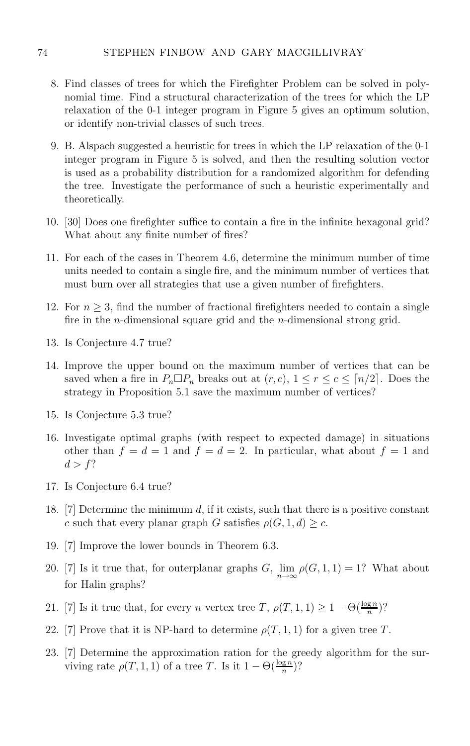8. Find classes of trees for which the Firefighter Problem can be solved in polynomial time. Find a structural characterization of the trees for which the LP relaxation of the 0-1 integer program in Figure 5 gives an optimum solution, or identify non-trivial classes of such trees.

9. B. Alspach suggested a heuristic for trees in which the LP relaxation of the 0-1 integer program in Figure 5 is solved, and then the resulting solution vector is used as a probability distribution for a randomized algorithm for defending the tree. Investigate the performance of such a heuristic experimentally and theoretically.

10. [30] Does one firefighter suffice to contain a fire in the infinite hexagonal grid? What about any finite number of fires?

11. For each of the cases in Theorem 4.6, determine the minimum number of time units needed to contain a single fire, and the minimum number of vertices that must burn over all strategies that use a given number of firefighters.

12. For $n \geq 3$, find the number of fractional firefighters needed to contain a single fire in the $n$-dimensional square grid and the $n$-dimensional strong grid.

13. Is Conjecture 4.7 true?

14. Improve the upper bound on the maximum number of vertices that can be saved when a fire in $P_n \Box P_n$ breaks out at $(r, c)$, $1 \leq r \leq c \leq \lceil n/2 \rceil$. Does the strategy in Proposition 5.1 save the maximum number of vertices?

15. Is Conjecture 5.3 true?

16. Investigate optimal graphs (with respect to expected damage) in situations other than $f = d = 1$ and $f = d = 2$. In particular, what about $f = 1$ and $d > f$?

17. Is Conjecture 6.4 true?

18. [7] Determine the minimum $d$, if it exists, such that there is a positive constant $c$ such that every planar graph $G$ satisfies $\rho(G, 1, d) \geq c$.

19. [7] Improve the lower bounds in Theorem 6.3.

20. [7] Is it true that, for outerplanar graphs $G$, $\lim_{n\to\infty} \rho(G, 1, 1) = 1$? What about for Halin graphs?

21. [7] Is it true that, for every $n$ vertex tree $T$, $\rho(T, 1, 1) \geq 1 - \Theta(\frac{\log n}{n})$?

22. [7] Prove that it is NP-hard to determine $\rho(T, 1, 1)$ for a given tree $T$.

23. [7] Determine the approximation ration for the greedy algorithm for the surviving rate $\rho(T, 1, 1)$ of a tree $T$. Is it $1 - \Theta(\frac{\log n}{n})$?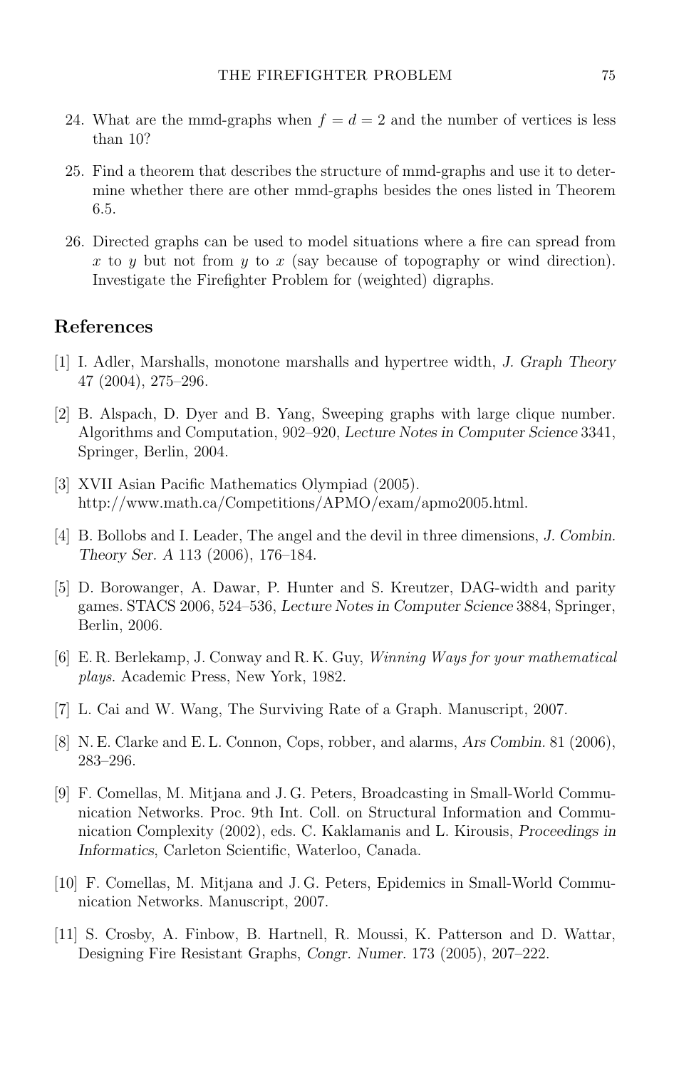24. What are the mmd-graphs when $f = d = 2$ and the number of vertices is less than 10?

25. Find a theorem that describes the structure of mmd-graphs and use it to determine whether there are other mmd-graphs besides the ones listed in Theorem 6.5.

26. Directed graphs can be used to model situations where a fire can spread from $x$ to $y$ but not from $y$ to $x$ (say because of topography or wind direction). Investigate the Firefighter Problem for (weighted) digraphs.

## References

[1] I. Adler, Marshalls, monotone marshalls and hypertree width, *J. Graph Theory* 47 (2004), 275–296.

[2] B. Alspach, D. Dyer and B. Yang, Sweeping graphs with large clique number. Algorithms and Computation, 902–920, *Lecture Notes in Computer Science* 3341, Springer, Berlin, 2004.

[3] XVII Asian Pacific Mathematics Olympiad (2005). http://www.math.ca/Competitions/APMO/exam/apmo2005.html.

[4] B. Bollobs and I. Leader, The angel and the devil in three dimensions, *J. Combin. Theory Ser. A* 113 (2006), 176–184.

[5] D. Borowanger, A. Dawar, P. Hunter and S. Kreutzer, DAG-width and parity games. STACS 2006, 524–536, *Lecture Notes in Computer Science* 3884, Springer, Berlin, 2006.

[6] E. R. Berlekamp, J. Conway and R. K. Guy, *Winning Ways for your mathematical plays*. Academic Press, New York, 1982.

[7] L. Cai and W. Wang, The Surviving Rate of a Graph. Manuscript, 2007.

[8] N. E. Clarke and E. L. Connon, Cops, robber, and alarms, *Ars Combin.* 81 (2006), 283–296.

[9] F. Comellas, M. Mitjana and J. G. Peters, Broadcasting in Small-World Communication Networks. Proc. 9th Int. Coll. on Structural Information and Communication Complexity (2002), eds. C. Kaklamanis and L. Kirousis, *Proceedings in Informatics*, Carleton Scientific, Waterloo, Canada.

[10] F. Comellas, M. Mitjana and J. G. Peters, Epidemics in Small-World Communication Networks. Manuscript, 2007.

[11] S. Crosby, A. Finbow, B. Hartnell, R. Moussi, K. Patterson and D. Wattar, Designing Fire Resistant Graphs, *Congr. Numer.* 173 (2005), 207–222.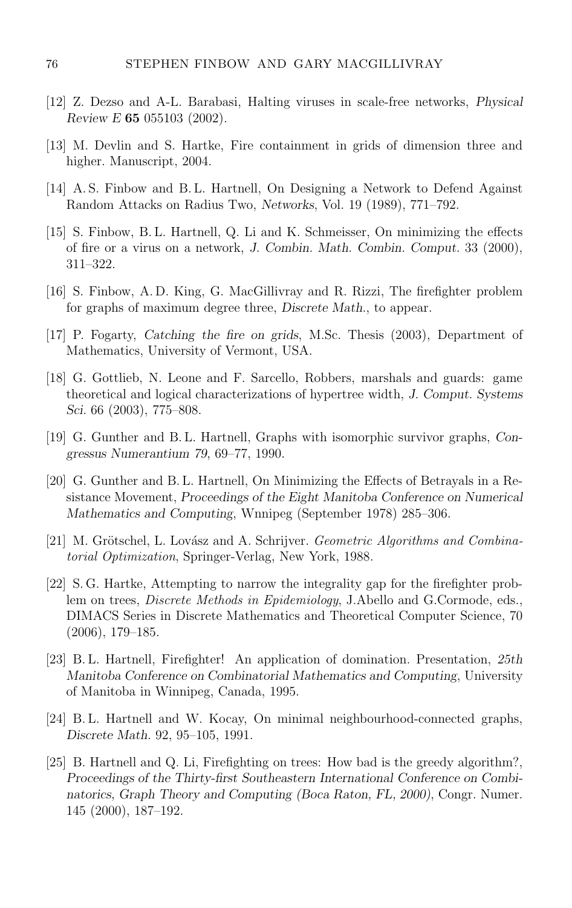[12] Z. Dezso and A-L. Barabasi, Halting viruses in scale-free networks, *Physical Review E* **65** 055103 (2002).

[13] M. Devlin and S. Hartke, Fire containment in grids of dimension three and higher. Manuscript, 2004.

[14] A. S. Finbow and B. L. Hartnell, On Designing a Network to Defend Against Random Attacks on Radius Two, *Networks*, Vol. 19 (1989), 771–792.

[15] S. Finbow, B. L. Hartnell, Q. Li and K. Schmeisser, On minimizing the effects of fire or a virus on a network, *J. Combin. Math. Combin. Comput.* 33 (2000), 311–322.

[16] S. Finbow, A. D. King, G. MacGillivray and R. Rizzi, The firefighter problem for graphs of maximum degree three, *Discrete Math.*, to appear.

[17] P. Fogarty, *Catching the fire on grids*, M.Sc. Thesis (2003), Department of Mathematics, University of Vermont, USA.

[18] G. Gottlieb, N. Leone and F. Sarcello, Robbers, marshals and guards: game theoretical and logical characterizations of hypertree width, *J. Comput. Systems Sci.* 66 (2003), 775–808.

[19] G. Gunther and B. L. Hartnell, Graphs with isomorphic survivor graphs, *Congressus Numerantium 79*, 69–77, 1990.

[20] G. Gunther and B. L. Hartnell, On Minimizing the Effects of Betrayals in a Resistance Movement, *Proceedings of the Eight Manitoba Conference on Numerical Mathematics and Computing*, Wnnipeg (September 1978) 285–306.

[21] M. Grötschel, L. Lovász and A. Schrijver. *Geometric Algorithms and Combinatorial Optimization*, Springer-Verlag, New York, 1988.

[22] S. G. Hartke, Attempting to narrow the integrality gap for the firefighter problem on trees, *Discrete Methods in Epidemiology*, J.Abello and G.Cormode, eds., DIMACS Series in Discrete Mathematics and Theoretical Computer Science, 70 (2006), 179–185.

[23] B. L. Hartnell, Firefighter! An application of domination. Presentation, *25th Manitoba Conference on Combinatorial Mathematics and Computing*, University of Manitoba in Winnipeg, Canada, 1995.

[24] B. L. Hartnell and W. Kocay, On minimal neighbourhood-connected graphs, *Discrete Math.* 92, 95–105, 1991.

[25] B. Hartnell and Q. Li, Firefighting on trees: How bad is the greedy algorithm?, *Proceedings of the Thirty-first Southeastern International Conference on Combinatorics, Graph Theory and Computing (Boca Raton, FL, 2000)*, Congr. Numer. 145 (2000), 187–192.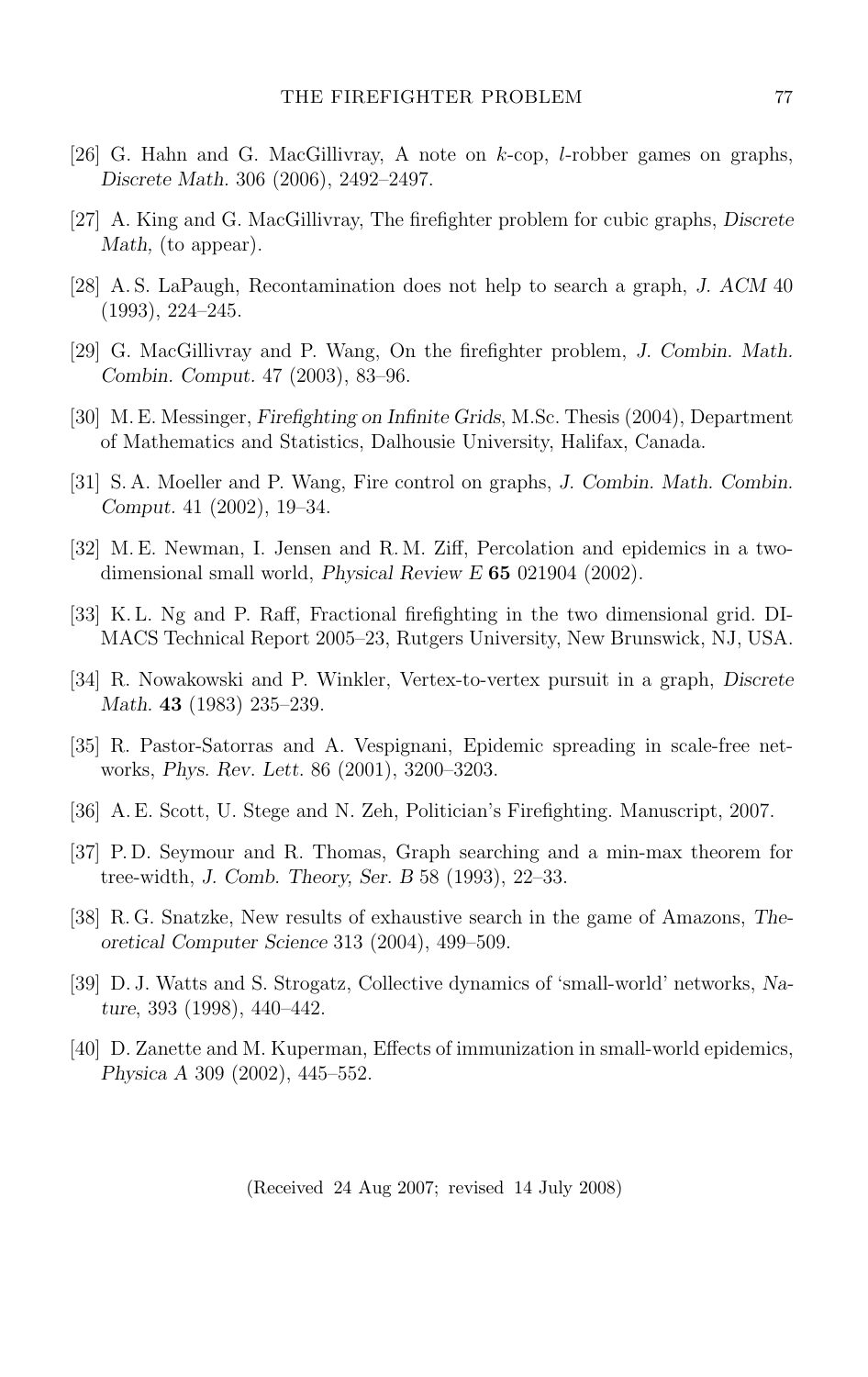[26] G. Hahn and G. MacGillivray, A note on $k$-cop, $l$-robber games on graphs, *Discrete Math.* 306 (2006), 2492–2497.

[27] A. King and G. MacGillivray, The firefighter problem for cubic graphs, *Discrete Math*, (to appear).

[28] A. S. LaPaugh, Recontamination does not help to search a graph, *J. ACM* 40 (1993), 224–245.

[29] G. MacGillivray and P. Wang, On the firefighter problem, *J. Combin. Math. Combin. Comput.* 47 (2003), 83–96.

[30] M. E. Messinger, *Firefighting on Infinite Grids*, M.Sc. Thesis (2004), Department of Mathematics and Statistics, Dalhousie University, Halifax, Canada.

[31] S. A. Moeller and P. Wang, Fire control on graphs, *J. Combin. Math. Combin. Comput.* 41 (2002), 19–34.

[32] M. E. Newman, I. Jensen and R. M. Ziff, Percolation and epidemics in a two-dimensional small world, *Physical Review E* **65** 021904 (2002).

[33] K. L. Ng and P. Raff, Fractional firefighting in the two dimensional grid. DIMACS Technical Report 2005–23, Rutgers University, New Brunswick, NJ, USA.

[34] R. Nowakowski and P. Winkler, Vertex-to-vertex pursuit in a graph, *Discrete Math.* **43** (1983) 235–239.

[35] R. Pastor-Satorras and A. Vespignani, Epidemic spreading in scale-free networks, *Phys. Rev. Lett.* 86 (2001), 3200–3203.

[36] A. E. Scott, U. Stege and N. Zeh, Politician's Firefighting. Manuscript, 2007.

[37] P. D. Seymour and R. Thomas, Graph searching and a min-max theorem for tree-width, *J. Comb. Theory, Ser. B* 58 (1993), 22–33.

[38] R. G. Snatzke, New results of exhaustive search in the game of Amazons, *Theoretical Computer Science* 313 (2004), 499–509.

[39] D. J. Watts and S. Strogatz, Collective dynamics of 'small-world' networks, *Nature*, 393 (1998), 440–442.

[40] D. Zanette and M. Kuperman, Effects of immunization in small-world epidemics, *Physica A* 309 (2002), 445–552.

(Received 24 Aug 2007; revised 14 July 2008)